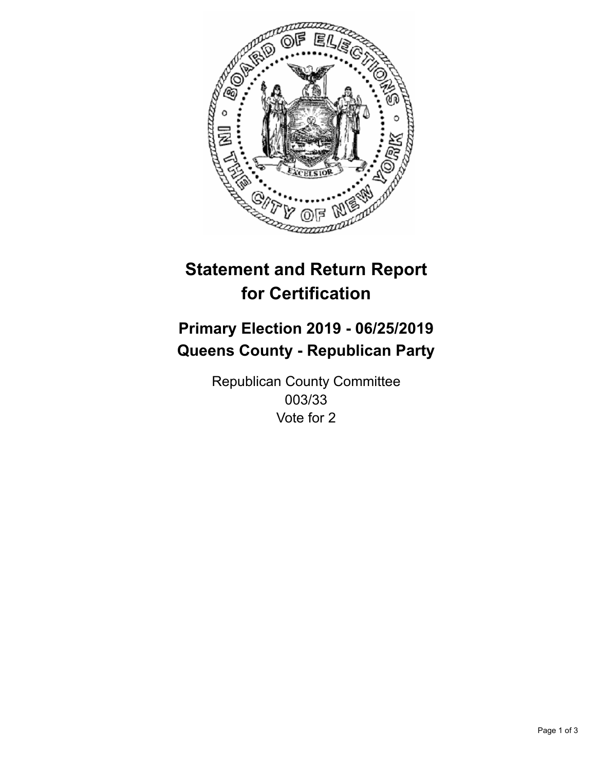# Statement and Return Report for Certification

## Primary Election 2019 - 06/25/2019
## Queens County - Republican Party

Republican County Committee
003/33
Vote for 2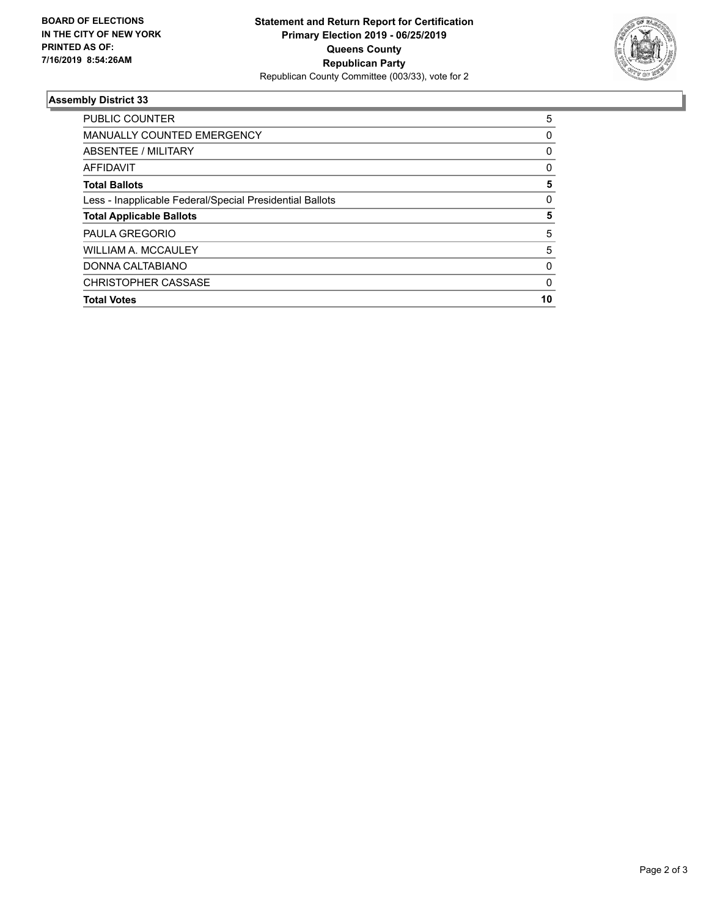**BOARD OF ELECTIONS IN THE CITY OF NEW YORK PRINTED AS OF: 7/16/2019 8:54:26AM**

**Statement and Return Report for Certification**
**Primary Election 2019 - 06/25/2019**
**Queens County**
**Republican Party**
Republican County Committee (003/33), vote for 2

### Assembly District 33

| | |
|---|---|
| PUBLIC COUNTER | 5 |
| MANUALLY COUNTED EMERGENCY | 0 |
| ABSENTEE / MILITARY | 0 |
| AFFIDAVIT | 0 |
| **Total Ballots** | **5** |
| Less - Inapplicable Federal/Special Presidential Ballots | 0 |
| **Total Applicable Ballots** | **5** |
| PAULA GREGORIO | 5 |
| WILLIAM A. MCCAULEY | 5 |
| DONNA CALTABIANO | 0 |
| CHRISTOPHER CASSASE | 0 |
| **Total Votes** | **10** |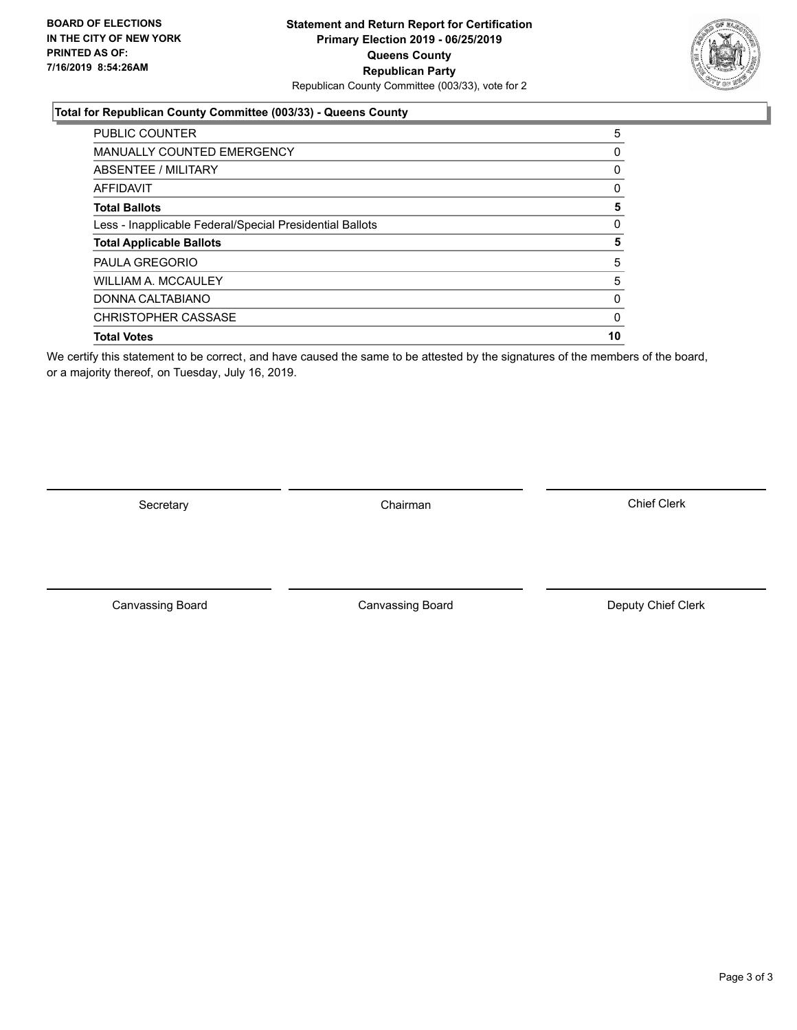**BOARD OF ELECTIONS IN THE CITY OF NEW YORK PRINTED AS OF: 7/16/2019 8:54:26AM**

**Statement and Return Report for Certification**
**Primary Election 2019 - 06/25/2019**
**Queens County**
**Republican Party**
Republican County Committee (003/33), vote for 2

**Total for Republican County Committee (003/33) - Queens County**

| | |
|---|---|
| PUBLIC COUNTER | 5 |
| MANUALLY COUNTED EMERGENCY | 0 |
| ABSENTEE / MILITARY | 0 |
| AFFIDAVIT | 0 |
| **Total Ballots** | **5** |
| Less - Inapplicable Federal/Special Presidential Ballots | 0 |
| **Total Applicable Ballots** | **5** |
| PAULA GREGORIO | 5 |
| WILLIAM A. MCCAULEY | 5 |
| DONNA CALTABIANO | 0 |
| CHRISTOPHER CASSASE | 0 |
| **Total Votes** | **10** |

We certify this statement to be correct, and have caused the same to be attested by the signatures of the members of the board, or a majority thereof, on Tuesday, July 16, 2019.

Secretary

Chairman

Chief Clerk

Canvassing Board

Canvassing Board

Deputy Chief Clerk